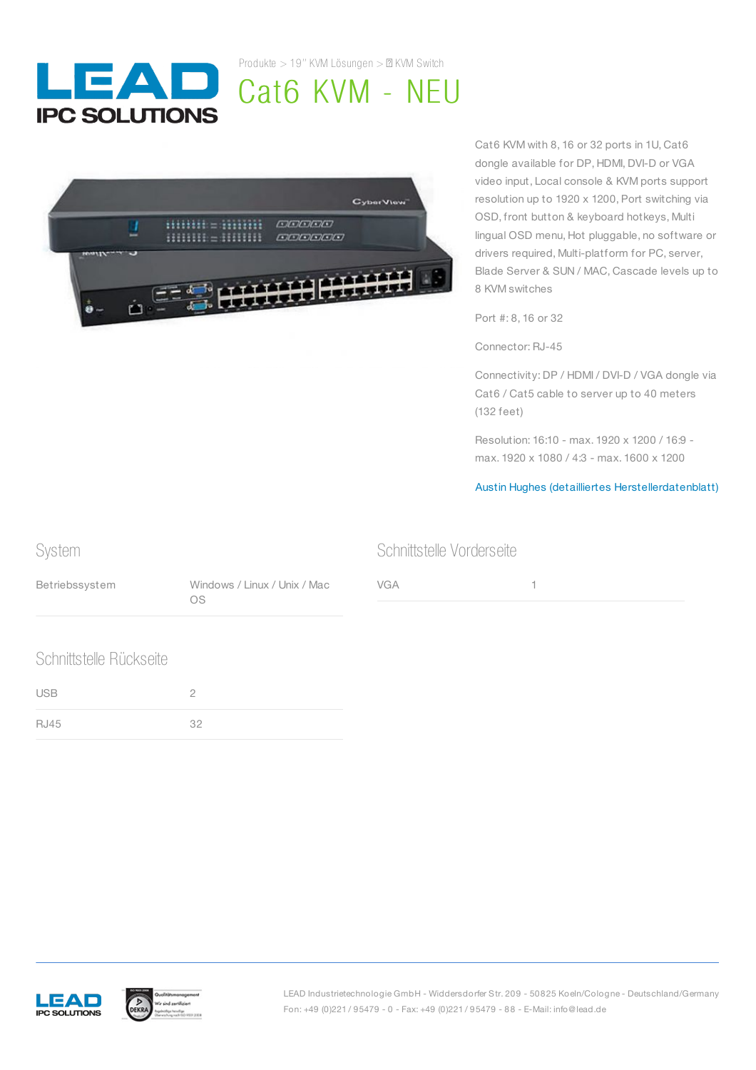Produkte > 19" KVM Lösungen > KVM Switch

# Cat6 KVM - NEU

Cat6 KVM with 8, 16 or 32 ports in 1U, Cat6 dongle available for DP, HDMI, DVI-D or VGA video input, Local console & KVM ports support resolution up to 1920 x 1200, Port switching via OSD, front button & keyboard hotkeys, Multi lingual OSD menu, Hot pluggable, no software or drivers required, Multi-platform for PC, server, Blade Server & SUN / MAC, Cascade levels up to 8 KVM switches

Port #: 8, 16 or 32

Connector: RJ-45

Connectivity: DP / HDMI / DVI-D / VGA dongle via Cat6 / Cat5 cable to server up to 40 meters (132 feet)

Resolution: 16:10 - max. 1920 x 1200 / 16:9 - max. 1920 x 1080 / 4:3 - max. 1600 x 1200

Austin Hughes (detailliertes Herstellerdatenblatt)

## System

| Betriebssystem | Windows / Linux / Unix / Mac OS |
|---|---|

## Schnittstelle Vorderseite

| VGA | 1 |
|---|---|

## Schnittstelle Rückseite

| USB | 2 |
|---|---|
| RJ45 | 32 |

LEAD Industrietechnologie GmbH - Widdersdorfer Str. 209 - 50825 Koeln/Cologne - Deutschland/Germany
Fon: +49 (0)221 / 95479 - 0 - Fax: +49 (0)221 / 95479 - 88 - E-Mail: info@lead.de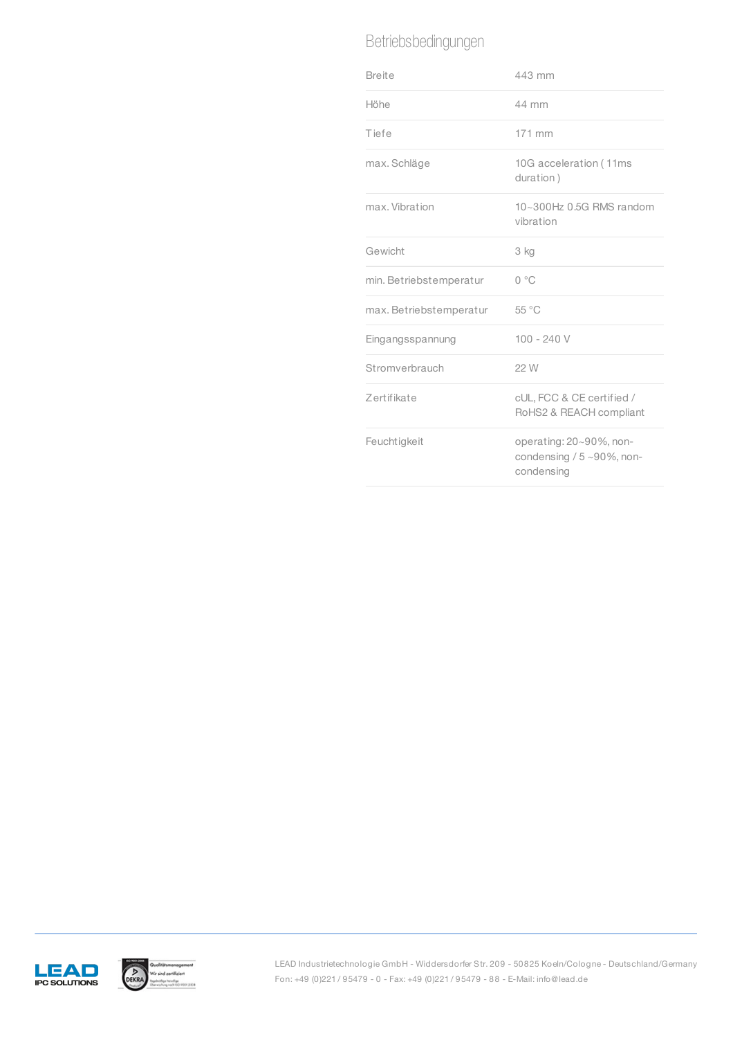## Betriebsbedingungen

| | |
|---|---|
| Breite | 443 mm |
| Höhe | 44 mm |
| Tiefe | 171 mm |
| max. Schläge | 10G acceleration ( 11ms duration ) |
| max. Vibration | 10~300Hz 0.5G RMS random vibration |
| Gewicht | 3 kg |
| min. Betriebstemperatur | 0 °C |
| max. Betriebstemperatur | 55 °C |
| Eingangsspannung | 100 - 240 V |
| Stromverbrauch | 22 W |
| Zertifikate | cUL, FCC & CE certified / RoHS2 & REACH compliant |
| Feuchtigkeit | operating: 20~90%, non-condensing / 5 ~90%, non-condensing |

LEAD Industrietechnologie GmbH - Widdersdorfer Str. 209 - 50825 Koeln/Cologne - Deutschland/Germany
Fon: +49 (0)221 / 95479 - 0 - Fax: +49 (0)221 / 95479 - 88 - E-Mail: info@lead.de